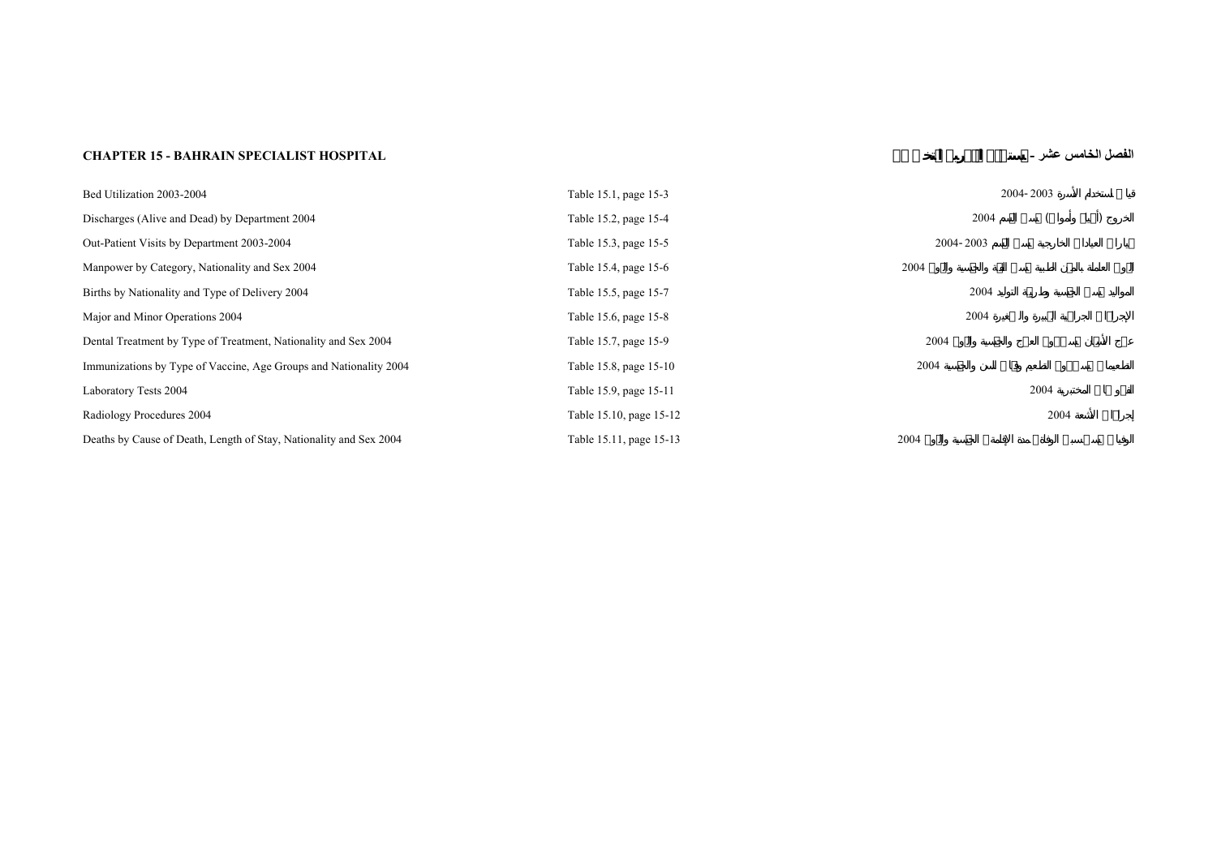**CHAPTER 15 - BAHRAIN SPECIALIST HOSPITAL** | **الفصل الخامس عشر - مستشفى البحرين التخصصي**

| | | |
|---|---|---|
| Bed Utilization 2003-2004 | Table 15.1, page 15-3 | قياس استخدام الأسرة 2003-2004 |
| Discharges (Alive and Dead) by Department 2004 | Table 15.2, page 15-4 | الخروج (أحياء وأموات) حسب القسم 2004 |
| Out-Patient Visits by Department 2003-2004 | Table 15.3, page 15-5 | زيارات العيادات الخارجية حسب القسم 2003-2004 |
| Manpower by Category, Nationality and Sex 2004 | Table 15.4, page 15-6 | القوى العاملة بالمهن الطبية حسب الفئة والجنسية والنوع 2004 |
| Births by Nationality and Type of Delivery 2004 | Table 15.5, page 15-7 | المواليد حسب الجنسية وطريقة التوليد 2004 |
| Major and Minor Operations 2004 | Table 15.6, page 15-8 | الإجراءات الجراحية الكبيرة والصغيرة 2004 |
| Dental Treatment by Type of Treatment, Nationality and Sex 2004 | Table 15.7, page 15-9 | علاج الأسنان حسب نوع العلاج والجنسية والنوع 2004 |
| Immunizations by Type of Vaccine, Age Groups and Nationality 2004 | Table 15.8, page 15-10 | التطعيمات حسب نوع الطعم وفئات السن والجنسية 2004 |
| Laboratory Tests 2004 | Table 15.9, page 15-11 | الفحوصات المختبرية 2004 |
| Radiology Procedures 2004 | Table 15.10, page 15-12 | إجراءات الأشعة 2004 |
| Deaths by Cause of Death, Length of Stay, Nationality and Sex 2004 | Table 15.11, page 15-13 | الوفيات حسب سبب الوفاة ومدة الإقامة والجنسية والنوع 2004 |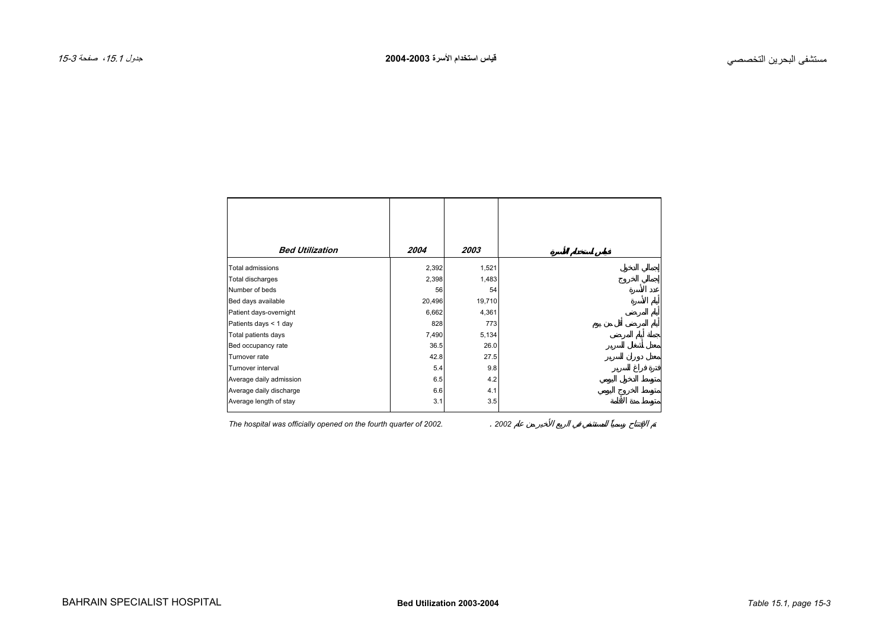| Bed Utilization | 2004 | 2003 | قياس استخدام الأسرة |
|---|---|---|---|
| Total admissions | 2,392 | 1,521 | إجمالي الدخول |
| Total discharges | 2,398 | 1,483 | إجمالي الخروج |
| Number of beds | 56 | 54 | عدد الأسرة |
| Bed days available | 20,496 | 19,710 | أيام الأسرة |
| Patient days-overnight | 6,662 | 4,361 | أيام المرضى |
| Patients days < 1 day | 828 | 773 | أيام المرضى أقل من يوم |
| Total patients days | 7,490 | 5,134 | جملة أيام المرضى |
| Bed occupancy rate | 36.5 | 26.0 | معدل أشغال السرير |
| Turnover rate | 42.8 | 27.5 | معدل دوران السرير |
| Turnover interval | 5.4 | 9.8 | فترة فراغ السرير |
| Average daily admission | 6.5 | 4.2 | متوسط الدخول اليومي |
| Average daily discharge | 6.6 | 4.1 | متوسط الخروج اليومي |
| Average length of stay | 3.1 | 3.5 | متوسط مدة الاقامة |

*The hospital was officially opened on the fourth quarter of 2002.*

*تم الإفتتاح رسمياً للمستشفى في الربع الأخير من عام 2002 .*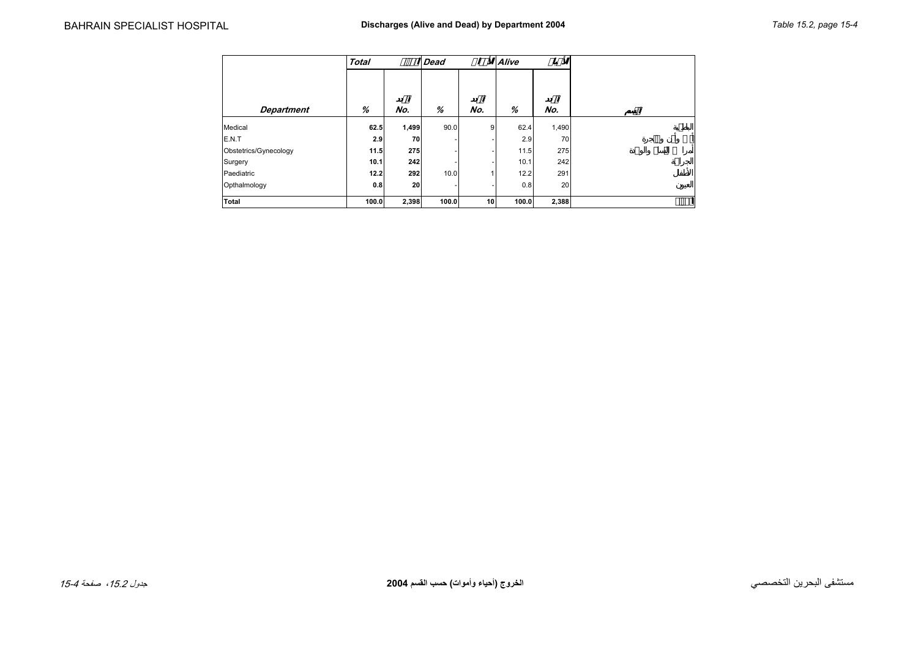# Discharges (Alive and Dead) by Department 2004

| Department | Total % | Total No. | Dead % | Dead No. | Alive % | Alive No. |
|---|---|---|---|---|---|---|
| Medical | **62.5** | **1,499** | 90.0 | 9 | 62.4 | 1,490 |
| E.N.T | **2.9** | **70** | - | - | 2.9 | 70 |
| Obstetrics/Gynecology | **11.5** | **275** | - | - | 11.5 | 275 |
| Surgery | **10.1** | **242** | - | - | 10.1 | 242 |
| Paediatric | **12.2** | **292** | 10.0 | 1 | 12.2 | 291 |
| Opthalmology | **0.8** | **20** | - | - | 0.8 | 20 |
| **Total** | **100.0** | **2,398** | **100.0** | **10** | **100.0** | **2,388** |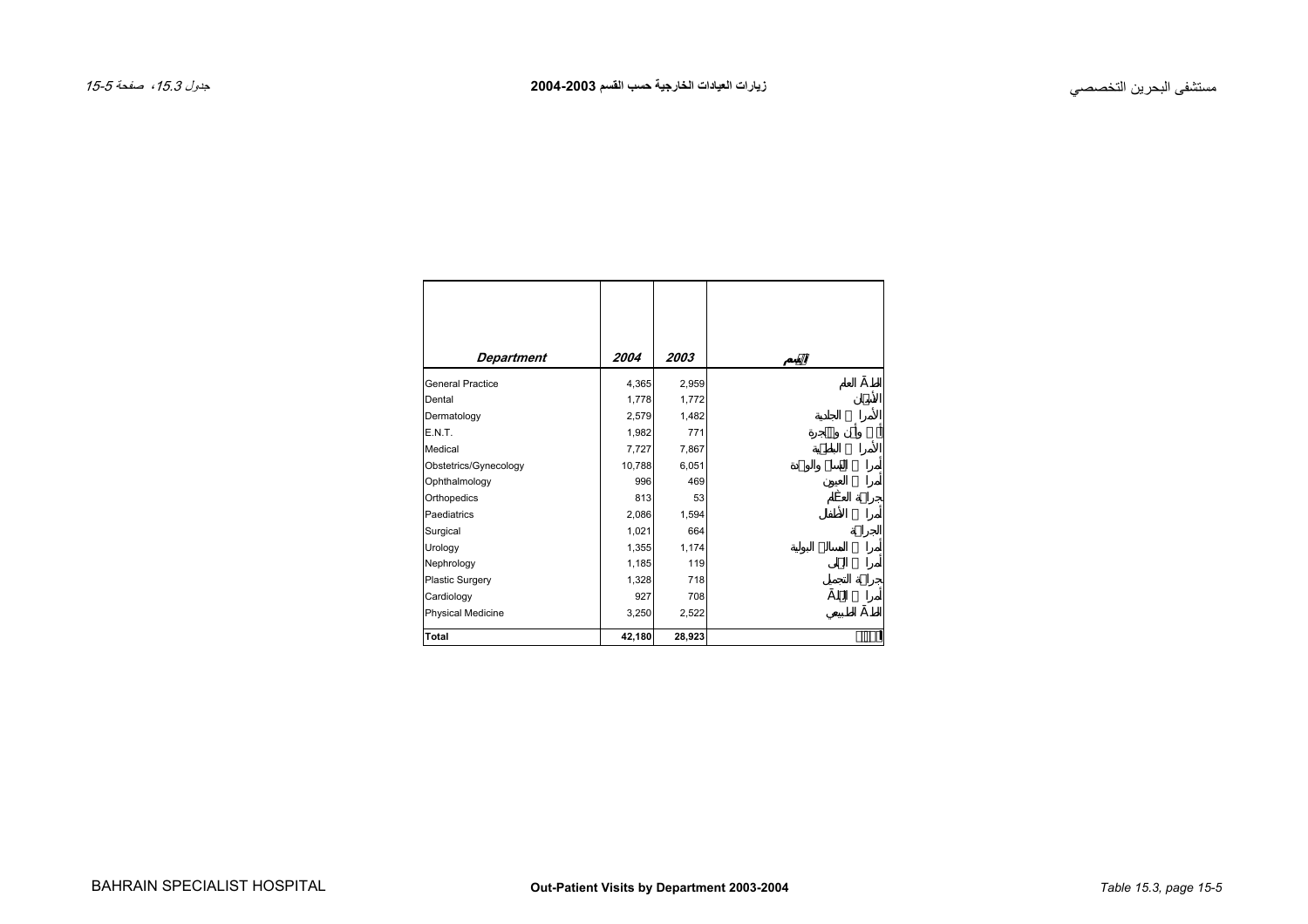# زيارات العيادات الخارجية حسب القسم 2003-2004

# Out-Patient Visits by Department 2003-2004

| Department | 2004 | 2003 | القسم |
|---|---|---|---|
| General Practice | 4,365 | 2,959 | الطب العام |
| Dental | 1,778 | 1,772 | الأسنان |
| Dermatology | 2,579 | 1,482 | الأمراض الجلدية |
| E.N.T. | 1,982 | 771 | أنف وأذن وحنجرة |
| Medical | 7,727 | 7,867 | الأمراض الباطنية |
| Obstetrics/Gynecology | 10,788 | 6,051 | أمراض النساء والولادة |
| Ophthalmology | 996 | 469 | أمراض العيون |
| Orthopedics | 813 | 53 | جراحة العظام |
| Paediatrics | 2,086 | 1,594 | أمراض الأطفال |
| Surgical | 1,021 | 664 | الجراحة |
| Urology | 1,355 | 1,174 | أمراض المسالك البولية |
| Nephrology | 1,185 | 119 | أمراض الكلى |
| Plastic Surgery | 1,328 | 718 | جراحة التجميل |
| Cardiology | 927 | 708 | أمراض القلب |
| Physical Medicine | 3,250 | 2,522 | الطب الطبيعي |
| **Total** | **42,180** | **28,923** | **المجموع** |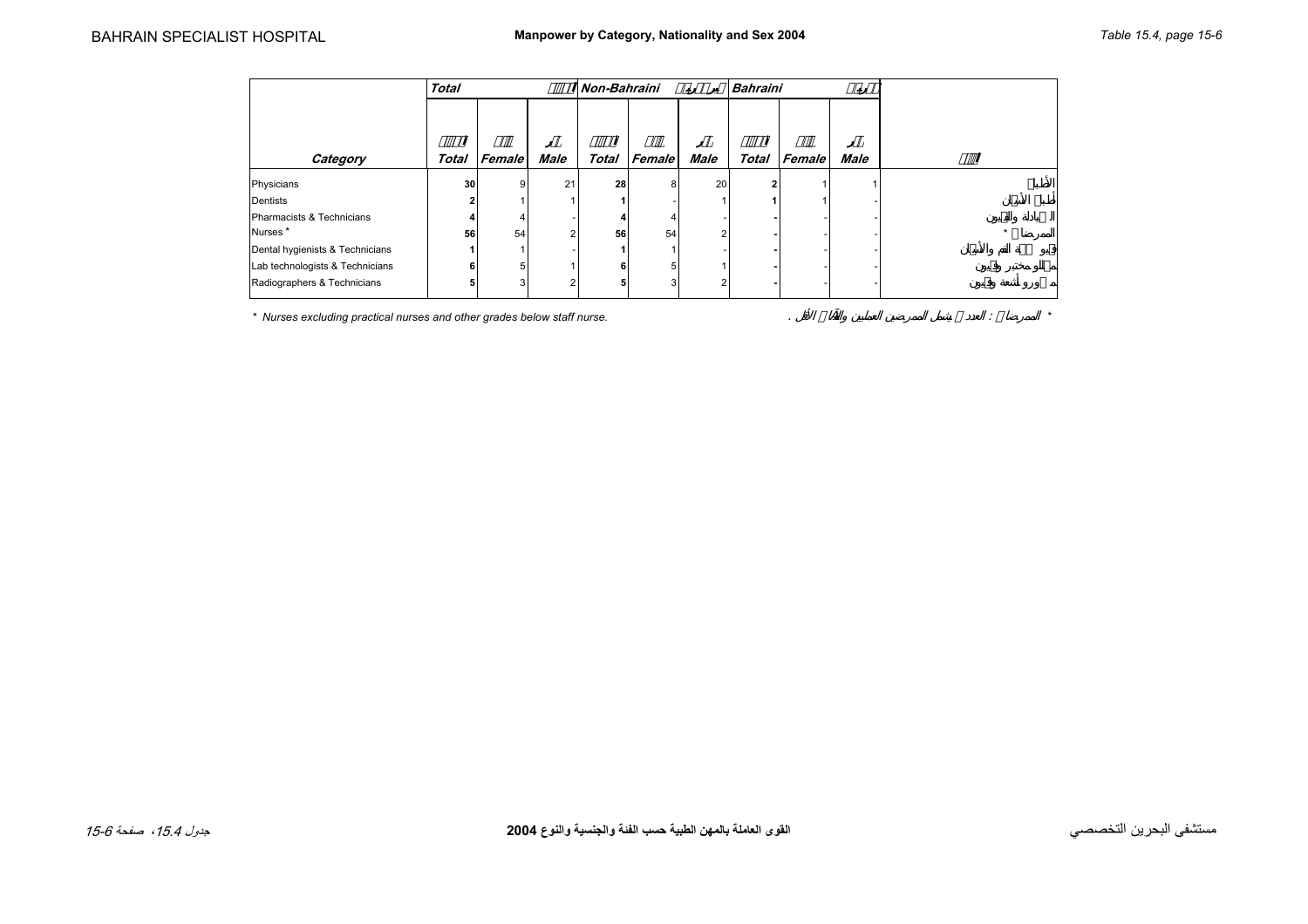# Manpower by Category, Nationality and Sex 2004

| Category | Total | | | Non-Bahraini | | | Bahraini | | | |
|---|---|---|---|---|---|---|---|---|---|---|
| | Total | Female | Male | Total | Female | Male | Total | Female | Male | |
| Physicians | **30** | 9 | 21 | **28** | 8 | 20 | **2** | 1 | 1 | الأطباء |
| Dentists | **2** | 1 | 1 | **1** | - | 1 | **1** | 1 | - | أطباء الأسنان |
| Pharmacists & Technicians | **4** | 4 | - | **4** | 4 | - | **-** | - | - | الصيادلة والفنيون |
| Nurses * | **56** | 54 | 2 | **56** | 54 | 2 | **-** | - | - | الممرضات * |
| Dental hygienists & Technicians | **1** | 1 | - | **1** | 1 | - | **-** | - | - | فنيو صحة الفم والأسنان |
| Lab technologists & Technicians | **6** | 5 | 1 | **6** | 5 | 1 | **-** | - | - | مختبريون وفنيون |
| Radiographers & Technicians | **5** | 3 | 2 | **5** | 3 | 2 | **-** | - | - | مصورو أشعة وفنيون |

* Nurses excluding practical nurses and other grades below staff nurse.

* الممرضات : العدد لا يشمل الممرضين العمليين والفئات الأقل .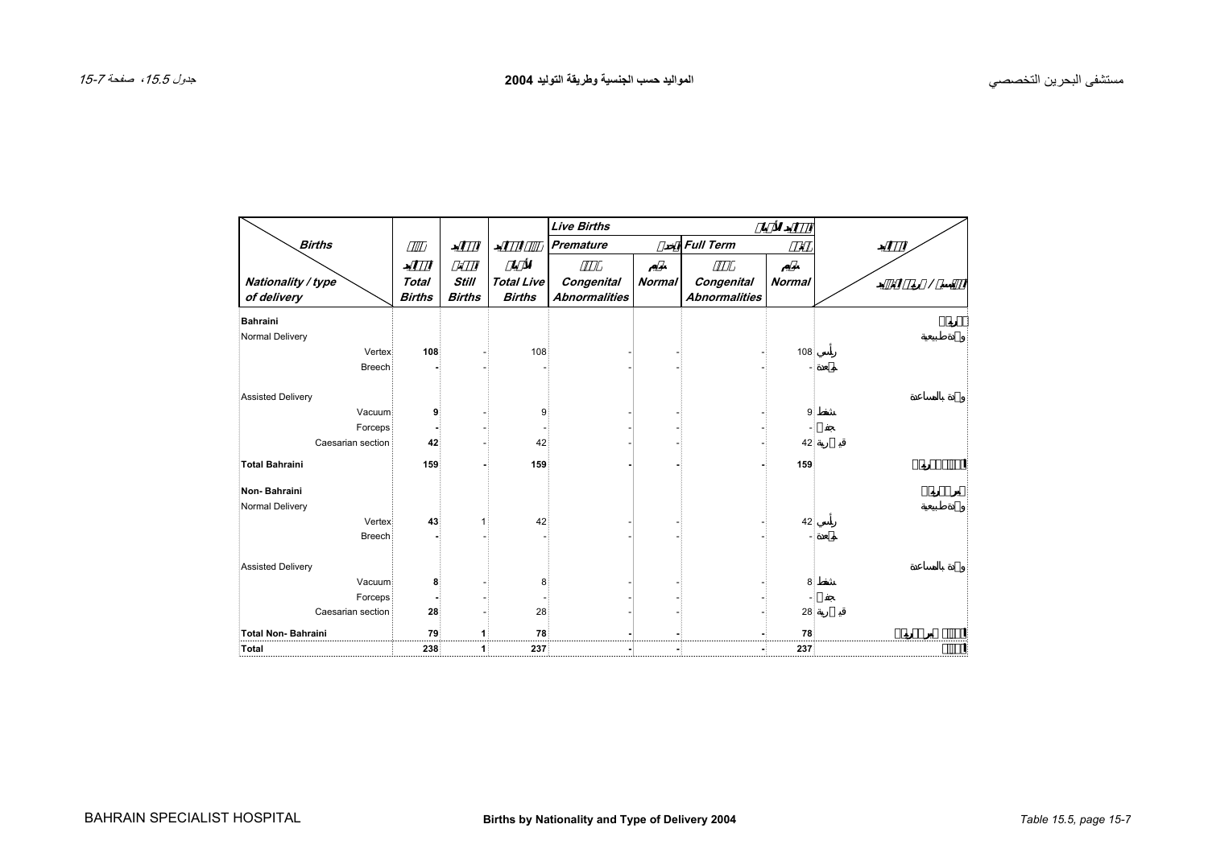# المواليد حسب الجنسية وطريقة التوليد 2004

# Births by Nationality and Type of Delivery 2004

| Births / Nationality / type of delivery | Total Births | Still Births | Total Live Births | Live Births: Premature: Congenital Abnormalities | Live Births: Premature: Normal | Live Births: Full Term: Congenital Abnormalities | Live Births: Full Term: Normal | |
|---|---|---|---|---|---|---|---|---|
| **Bahraini** | | | | | | | | |
| Normal Delivery | | | | | | | | ولادة طبيعية |
| Vertex | **108** | - | 108 | - | - | - | 108 | رأسي |
| Breech | **-** | - | - | - | - | - | - | مقعدة |
| Assisted Delivery | | | | | | | | ولادة بالمساعدة |
| Vacuum | **9** | - | 9 | - | - | - | 9 | شفط |
| Forceps | **-** | - | - | - | - | - | - | جفت |
| Caesarian section | **42** | - | 42 | - | - | - | 42 | قيصرية |
| **Total Bahraini** | **159** | **-** | **159** | **-** | **-** | **-** | **159** | |
| **Non- Bahraini** | | | | | | | | |
| Normal Delivery | | | | | | | | ولادة طبيعية |
| Vertex | **43** | 1 | 42 | - | - | - | 42 | رأسي |
| Breech | **-** | - | - | - | - | - | - | مقعدة |
| Assisted Delivery | | | | | | | | ولادة بالمساعدة |
| Vacuum | **8** | - | 8 | - | - | - | 8 | شفط |
| Forceps | **-** | - | - | - | - | - | - | جفت |
| Caesarian section | **28** | - | 28 | - | - | - | 28 | قيصرية |
| **Total Non- Bahraini** | **79** | **1** | **78** | **-** | **-** | **-** | **78** | |
| **Total** | **238** | **1** | **237** | **-** | **-** | **-** | **237** | |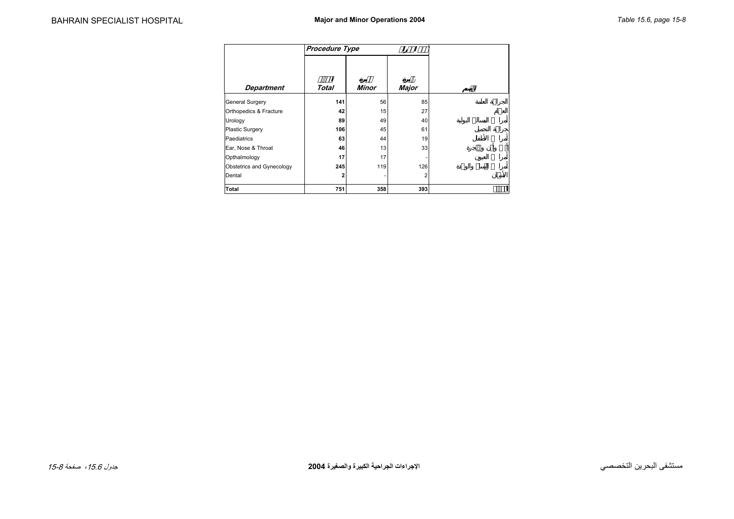# Major and Minor Operations 2004

| Department | Procedure Type | | | |
|---|---|---|---|---|
| | Total | Minor | Major | |
| General Surgery | **141** | 56 | 85 | الجراحة العامة |
| Orthopedics & Fracture | **42** | 15 | 27 | العظام |
| Urology | **89** | 49 | 40 | أمراض المسالك البولية |
| Plastic Surgery | **106** | 45 | 61 | جراحة التجميل |
| Paediatrics | **63** | 44 | 19 | أمراض الأطفال |
| Ear, Nose & Throat | **46** | 13 | 33 | أنف وأذن وحنجرة |
| Opthalmology | **17** | 17 | - | أمراض العيون |
| Obstetrics and Gynecology | **245** | 119 | 126 | أمراض النساء والولادة |
| Dental | **2** | - | 2 | الأسنان |
| **Total** | **751** | **358** | **393** | |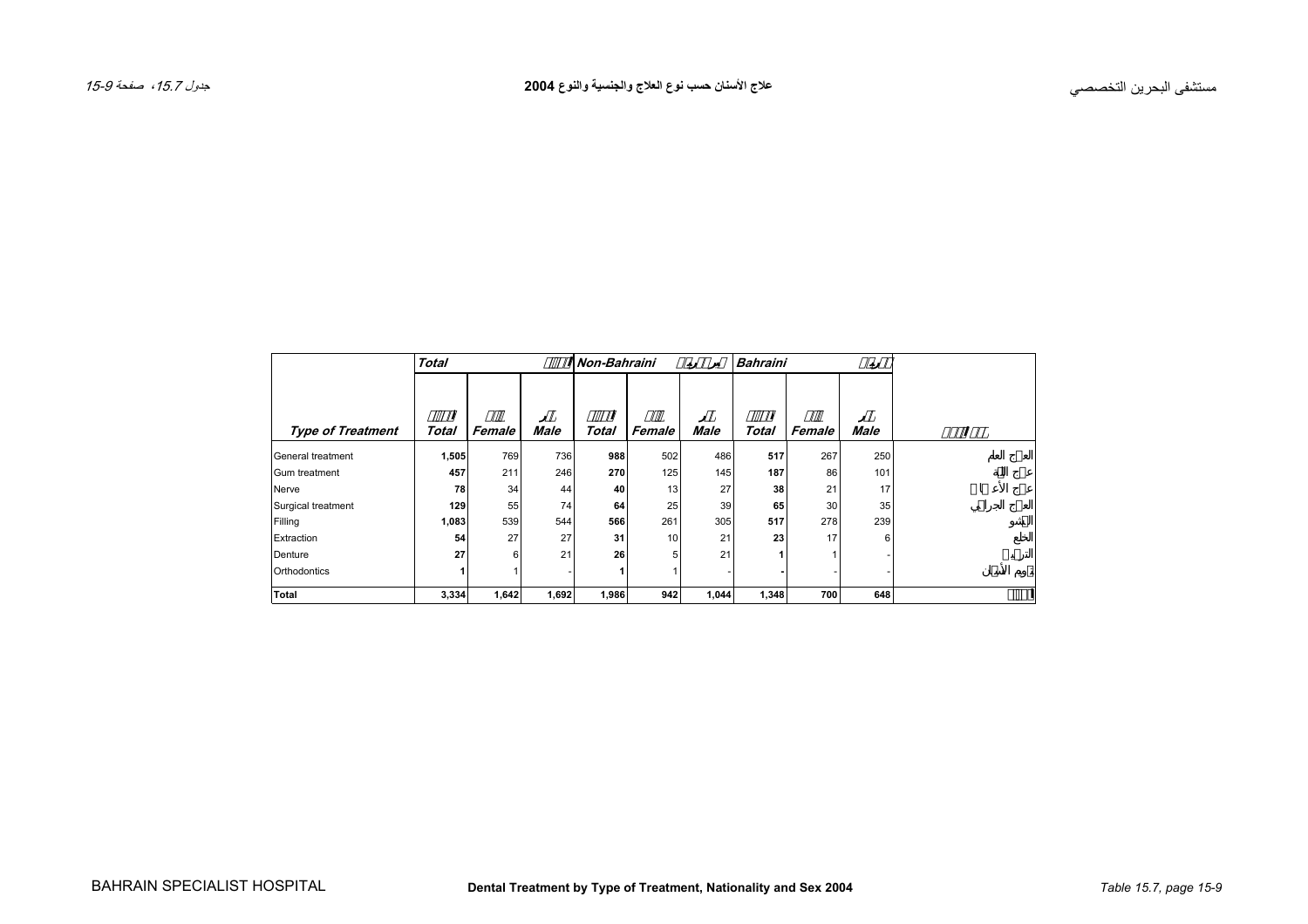# علاج الأسنان حسب نوع العلاج والجنسية والنوع 2004

| | Total | | | Non-Bahraini | | | Bahraini | | | |
|---|---|---|---|---|---|---|---|---|---|---|
| **Type of Treatment** | **Total** | **Female** | **Male** | **Total** | **Female** | **Male** | **Total** | **Female** | **Male** | |
| General treatment | **1,505** | 769 | 736 | **988** | 502 | 486 | **517** | 267 | 250 | العلاج العام |
| Gum treatment | **457** | 211 | 246 | **270** | 125 | 145 | **187** | 86 | 101 | علاج اللثة |
| Nerve | **78** | 34 | 44 | **40** | 13 | 27 | **38** | 21 | 17 | علاج الأعصاب |
| Surgical treatment | **129** | 55 | 74 | **64** | 25 | 39 | **65** | 30 | 35 | العلاج الجراحي |
| Filling | **1,083** | 539 | 544 | **566** | 261 | 305 | **517** | 278 | 239 | الحشو |
| Extraction | **54** | 27 | 27 | **31** | 10 | 21 | **23** | 17 | 6 | الخلع |
| Denture | **27** | 6 | 21 | **26** | 5 | 21 | **1** | 1 | - | التركيب |
| Orthodontics | **1** | 1 | - | **1** | 1 | - | **-** | - | - | تقويم الأسنان |
| **Total** | **3,334** | **1,642** | **1,692** | **1,986** | **942** | **1,044** | **1,348** | **700** | **648** | |

**Dental Treatment by Type of Treatment, Nationality and Sex 2004**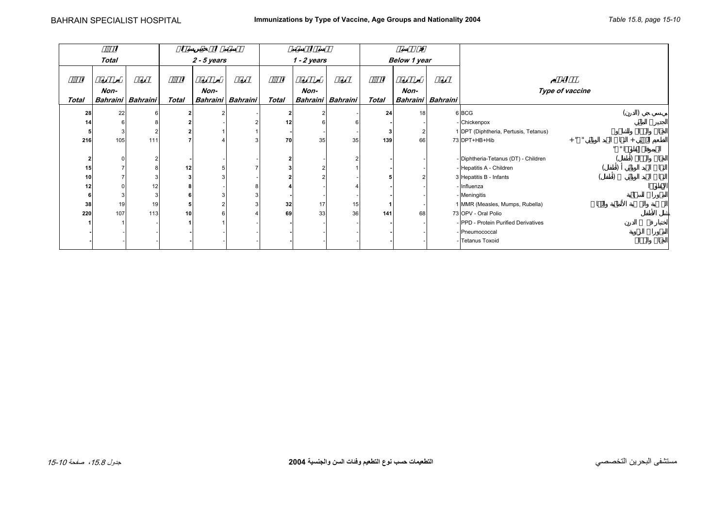# Immunizations by Type of Vaccine, Age Groups and Nationality 2004

| Total | | | 2 - 5 years | | | 1 - 2 years | | | Below 1 year | | | Type of vaccine |
|---|---|---|---|---|---|---|---|---|---|---|---|---|
| Total | Non-Bahraini | Bahraini | Total | Non-Bahraini | Bahraini | Total | Non-Bahraini | Bahraini | Total | Non-Bahraini | Bahraini | |
| 28 | 22 | 6 | 2 | 2 | - | 2 | 2 | - | 24 | 18 | 6 | BCG |
| 14 | 6 | 8 | 2 | - | 2 | 12 | 6 | 6 | - | - | - | Chickenpox |
| 5 | 3 | 2 | 2 | 1 | 1 | - | - | - | 3 | 2 | 1 | DPT (Diphtheria, Pertusis, Tetanus) |
| 216 | 105 | 111 | 7 | 4 | 3 | 70 | 35 | 35 | 139 | 66 | 73 | DPT+HB+Hib |
| 2 | 0 | 2 | - | - | - | 2 | - | 2 | - | - | - | Diphtheria-Tetanus (DT) - Children |
| 15 | 7 | 8 | 12 | 5 | 7 | 3 | 2 | 1 | - | - | - | Hepatitis A - Children |
| 10 | 7 | 3 | 3 | 3 | - | 2 | 2 | - | 5 | 2 | 3 | Hepatitis B - Infants |
| 12 | 0 | 12 | 8 | - | 8 | 4 | - | 4 | - | - | - | Influenza |
| 6 | 3 | 3 | 6 | 3 | 3 | - | - | - | - | - | - | Meningitis |
| 38 | 19 | 19 | 5 | 2 | 3 | 32 | 17 | 15 | 1 | - | 1 | MMR (Measles, Mumps, Rubella) |
| 220 | 107 | 113 | 10 | 6 | 4 | 69 | 33 | 36 | 141 | 68 | 73 | OPV - Oral Polio |
| 1 | 1 | - | 1 | 1 | - | - | - | - | - | - | - | PPD - Protein Purified Derivatives |
| - | - | - | - | - | - | - | - | - | - | - | - | Pneumococcal |
| - | - | - | - | - | - | - | - | - | - | - | - | Tetanus Toxoid |

التطعيمات حسب نوع التطعيم وفئات السن والجنسية 2004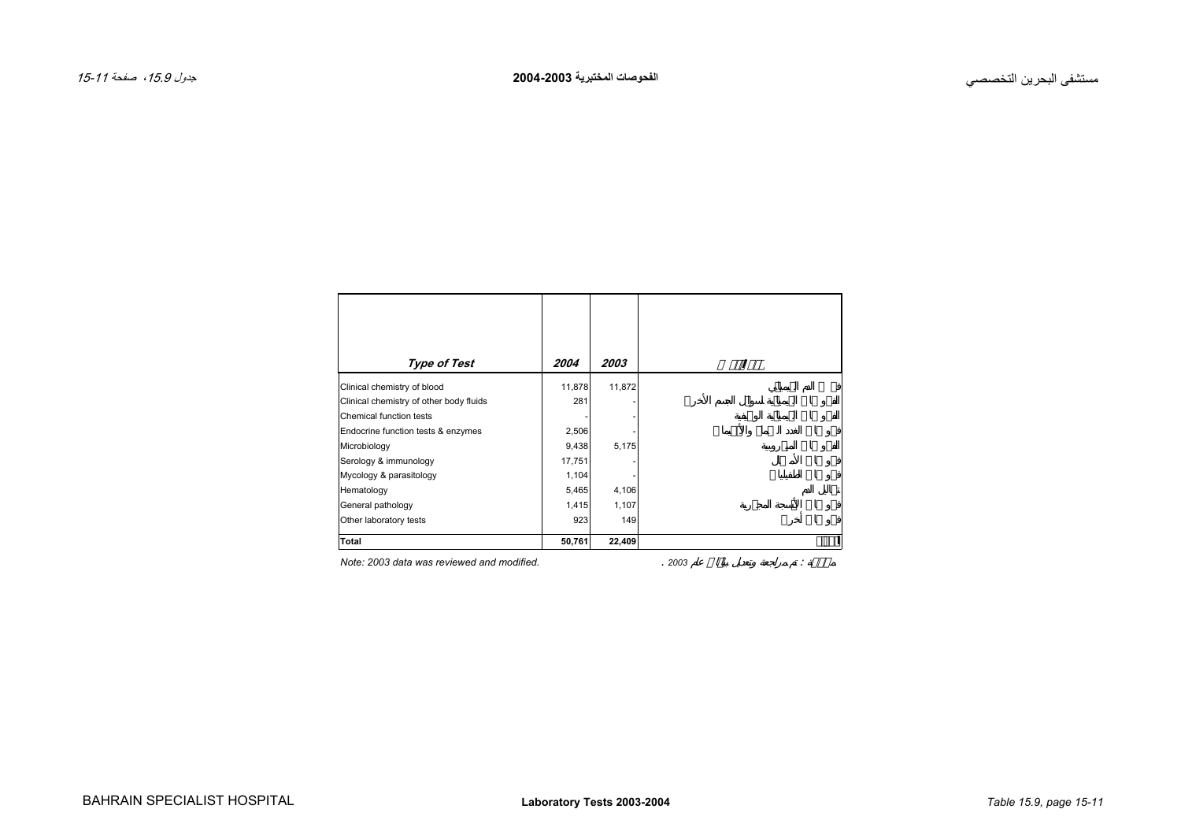# الفحوصات المختبرية 2003-2004

| Type of Test | 2004 | 2003 | نوع الفحص |
|---|---|---|---|
| Clinical chemistry of blood | 11,878 | 11,872 | فحوص الدم الكيميائي |
| Clinical chemistry of other body fluids | 281 | - | الفحوص الكيميائية لسوائل الجسم الأخرى |
| Chemical function tests | - | - | الفحوص الكيميائية الوظيفية |
| Endocrine function tests & enzymes | 2,506 | - | فحوص الغدد الصماء والأنزيمات |
| Microbiology | 9,438 | 5,175 | الفحوص الميكروبية |
| Serology & immunology | 17,751 | - | فحوص الأمصال |
| Mycology & parasitology | 1,104 | - | فحوص الطفيليات |
| Hematology | 5,465 | 4,106 | تحاليل الدم |
| General pathology | 1,415 | 1,107 | فحوص الأنسجة المجهرية |
| Other laboratory tests | 923 | 149 | فحوص أخرى |
| **Total** | **50,761** | **22,409** | **المجموع** |

Note: 2003 data was reviewed and modified.

ملاحظة : تم مراجعة وتعديل بيانات عام 2003 .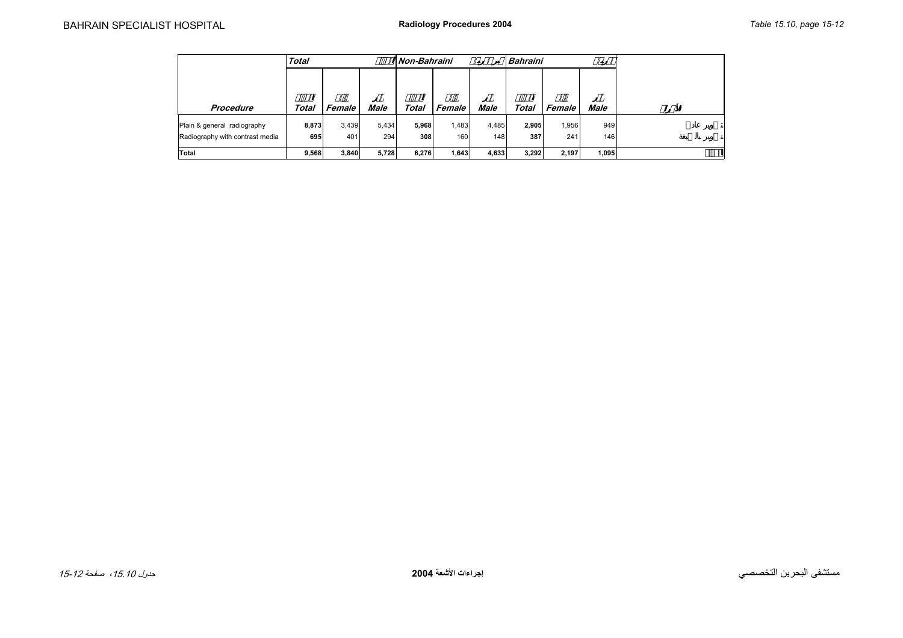| Procedure | Total | | | Non-Bahraini | | | Bahraini | | | |
|---|---|---|---|---|---|---|---|---|---|---|
| | Total | Female | Male | Total | Female | Male | Total | Female | Male | |
| Plain & general radiography | **8,873** | 3,439 | 5,434 | **5,968** | 1,483 | 4,485 | **2,905** | 1,956 | 949 | |
| Radiography with contrast media | **695** | 401 | 294 | **308** | 160 | 148 | **387** | 241 | 146 | |
| **Total** | **9,568** | **3,840** | **5,728** | **6,276** | **1,643** | **4,633** | **3,292** | **2,197** | **1,095** | |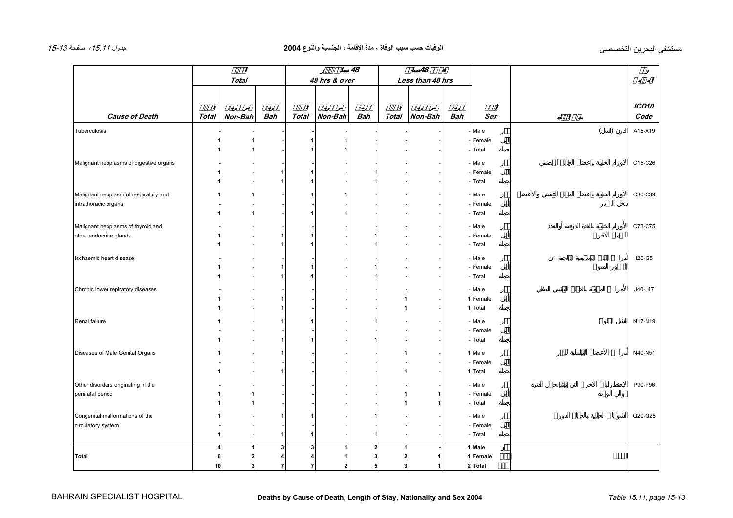# الوفيات حسب سبب الوفاة ، مدة الإقامة ، الجنسية والنوع 2004

## Deaths by Cause of Death, Length of Stay, Nationality and Sex 2004

| Cause of Death | Total Total | Total Non-Bah | Total Bah | 48 hrs & over Total | 48 hrs & over Non-Bah | 48 hrs & over Bah | Less than 48 hrs Total | Less than 48 hrs Non-Bah | Less than 48 hrs Bah | Sex | | سبب الوفاة | ICD10 Code |
|---|---|---|---|---|---|---|---|---|---|---|---|---|---|
| Tuberculosis | - | - | - | - | - | - | - | - | - | Male | ذكر | الدرن (السل) | A15-A19 |
| | 1 | 1 | - | 1 | 1 | - | - | - | - | Female | أنثى | | |
| | 1 | 1 | - | 1 | 1 | - | - | - | - | Total | جملة | | |
| Malignant neoplasms of digestive organs | - | - | - | - | - | - | - | - | - | Male | ذكر | الأورام الخبيثة بأعضاء الجهاز الهضمي | C15-C26 |
| | 1 | - | 1 | 1 | - | 1 | - | - | - | Female | أنثى | | |
| | 1 | - | 1 | 1 | - | 1 | - | - | - | Total | جملة | | |
| Malignant neoplasm of respiratory and intrathoracic organs | 1 | 1 | - | 1 | 1 | - | - | - | - | Male | ذكر | الأورام الخبيثة بأعضاء الجهاز التنفسي والأعضاء داخل الصدر | C30-C39 |
| | - | - | - | - | - | - | - | - | - | Female | أنثى | | |
| | 1 | 1 | - | 1 | 1 | - | - | - | - | Total | جملة | | |
| Malignant neoplasms of thyroid and other endocrine glands | - | - | - | - | - | - | - | - | - | Male | ذكر | الأورام الخبيثة بالغدة الدرقية أوالغدد الصماء الأخرى | C73-C75 |
| | 1 | - | 1 | 1 | - | 1 | - | - | - | Female | أنثى | | |
| | 1 | - | 1 | 1 | - | 1 | - | - | - | Total | جملة | | |
| Ischaemic heart disease | - | - | - | - | - | - | - | - | - | Male | ذكر | أمراض القلب الإسكيمية الناجمة عن قصور الدموي | I20-I25 |
| | 1 | - | 1 | 1 | - | 1 | - | - | - | Female | أنثى | | |
| | 1 | - | 1 | 1 | - | 1 | - | - | - | Total | جملة | | |
| Chronic lower repiratory diseases | - | - | - | - | - | - | - | - | - | Male | ذكر | الأمراض المزمنة بالجهاز التنفسي السفلي | J40-J47 |
| | 1 | - | 1 | - | - | - | 1 | - | 1 | Female | أنثى | | |
| | 1 | - | 1 | - | - | - | 1 | - | 1 | Total | جملة | | |
| Renal failure | 1 | - | 1 | 1 | - | 1 | - | - | - | Male | ذكر | الفشل الكلوي | N17-N19 |
| | - | - | - | - | - | - | - | - | - | Female | أنثى | | |
| | 1 | - | 1 | 1 | - | 1 | - | - | - | Total | جملة | | |
| Diseases of Male Genital Organs | 1 | - | 1 | - | - | - | 1 | - | 1 | Male | ذكر | أمراض الأعضاء التناسلية للذكر | N40-N51 |
| | - | - | - | - | - | - | - | - | - | Female | أنثى | | |
| | 1 | - | 1 | - | - | - | 1 | - | 1 | Total | جملة | | |
| Other disorders originating in the perinatal period | - | - | - | - | - | - | - | - | - | Male | ذكر | الإضطرابات الأخرى التي تنشأ خلال الفترة حوالي الولادة | P90-P96 |
| | 1 | 1 | - | - | - | - | 1 | 1 | - | Female | أنثى | | |
| | 1 | 1 | - | - | - | - | 1 | 1 | - | Total | جملة | | |
| Congenital malformations of the circulatory system | 1 | - | 1 | 1 | - | 1 | - | - | - | Male | ذكر | التشوهات الخلقية بالجهاز الدوري | Q20-Q28 |
| | - | - | - | - | - | - | - | - | - | Female | أنثى | | |
| | 1 | - | 1 | 1 | - | 1 | - | - | - | Total | جملة | | |
| | **4** | **1** | **3** | **3** | **1** | **2** | **1** | **-** | **1** | **Male** | ذكر | | |
| **Total** | **6** | **2** | **4** | **4** | **1** | **3** | **2** | **1** | **1** | **Female** | أنثى | الجملة | |
| | **10** | **3** | **7** | **7** | **2** | **5** | **3** | **1** | **2** | **Total** | جملة | | |